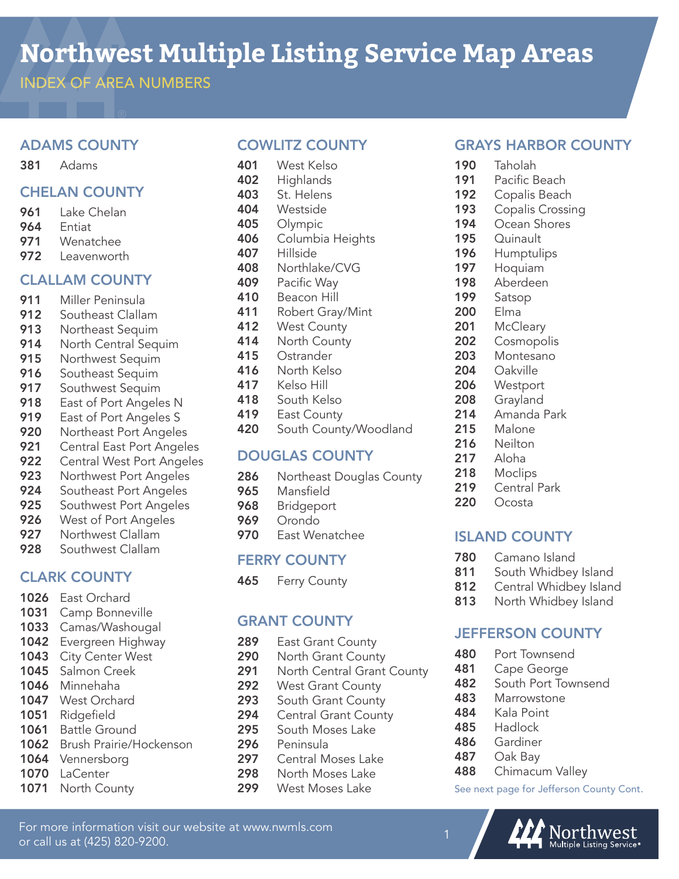# Northwest Multiple Listing Service Map Areas

## INDEX OF AREA NUMBERS

### ADAMS COUNTY

| | |
|---|---|
| **381** | Adams |

### CHELAN COUNTY

| | |
|---|---|
| **961** | Lake Chelan |
| **964** | Entiat |
| **971** | Wenatchee |
| **972** | Leavenworth |

### CLALLAM COUNTY

| | |
|---|---|
| **911** | Miller Peninsula |
| **912** | Southeast Clallam |
| **913** | Northeast Sequim |
| **914** | North Central Sequim |
| **915** | Northwest Sequim |
| **916** | Southeast Sequim |
| **917** | Southwest Sequim |
| **918** | East of Port Angeles N |
| **919** | East of Port Angeles S |
| **920** | Northeast Port Angeles |
| **921** | Central East Port Angeles |
| **922** | Central West Port Angeles |
| **923** | Northwest Port Angeles |
| **924** | Southeast Port Angeles |
| **925** | Southwest Port Angeles |
| **926** | West of Port Angeles |
| **927** | Northwest Clallam |
| **928** | Southwest Clallam |

### CLARK COUNTY

| | |
|---|---|
| **1026** | East Orchard |
| **1031** | Camp Bonneville |
| **1033** | Camas/Washougal |
| **1042** | Evergreen Highway |
| **1043** | City Center West |
| **1045** | Salmon Creek |
| **1046** | Minnehaha |
| **1047** | West Orchard |
| **1051** | Ridgefield |
| **1061** | Battle Ground |
| **1062** | Brush Prairie/Hockenson |
| **1064** | Vennersborg |
| **1070** | LaCenter |
| **1071** | North County |

### COWLITZ COUNTY

| | |
|---|---|
| **401** | West Kelso |
| **402** | Highlands |
| **403** | St. Helens |
| **404** | Westside |
| **405** | Olympic |
| **406** | Columbia Heights |
| **407** | Hillside |
| **408** | Northlake/CVG |
| **409** | Pacific Way |
| **410** | Beacon Hill |
| **411** | Robert Gray/Mint |
| **412** | West County |
| **414** | North County |
| **415** | Ostrander |
| **416** | North Kelso |
| **417** | Kelso Hill |
| **418** | South Kelso |
| **419** | East County |
| **420** | South County/Woodland |

### DOUGLAS COUNTY

| | |
|---|---|
| **286** | Northeast Douglas County |
| **965** | Mansfield |
| **968** | Bridgeport |
| **969** | Orondo |
| **970** | East Wenatchee |

### FERRY COUNTY

| | |
|---|---|
| **465** | Ferry County |

### GRANT COUNTY

| | |
|---|---|
| **289** | East Grant County |
| **290** | North Grant County |
| **291** | North Central Grant County |
| **292** | West Grant County |
| **293** | South Grant County |
| **294** | Central Grant County |
| **295** | South Moses Lake |
| **296** | Peninsula |
| **297** | Central Moses Lake |
| **298** | North Moses Lake |
| **299** | West Moses Lake |

### GRAYS HARBOR COUNTY

| | |
|---|---|
| **190** | Taholah |
| **191** | Pacific Beach |
| **192** | Copalis Beach |
| **193** | Copalis Crossing |
| **194** | Ocean Shores |
| **195** | Quinault |
| **196** | Humptulips |
| **197** | Hoquiam |
| **198** | Aberdeen |
| **199** | Satsop |
| **200** | Elma |
| **201** | McCleary |
| **202** | Cosmopolis |
| **203** | Montesano |
| **204** | Oakville |
| **206** | Westport |
| **208** | Grayland |
| **214** | Amanda Park |
| **215** | Malone |
| **216** | Neilton |
| **217** | Aloha |
| **218** | Moclips |
| **219** | Central Park |
| **220** | Ocosta |

### ISLAND COUNTY

| | |
|---|---|
| **780** | Camano Island |
| **811** | South Whidbey Island |
| **812** | Central Whidbey Island |
| **813** | North Whidbey Island |

### JEFFERSON COUNTY

| | |
|---|---|
| **480** | Port Townsend |
| **481** | Cape George |
| **482** | South Port Townsend |
| **483** | Marrowstone |
| **484** | Kala Point |
| **485** | Hadlock |
| **486** | Gardiner |
| **487** | Oak Bay |
| **488** | Chimacum Valley |

See next page for Jefferson County Cont.

For more information visit our website at www.nwmls.com or call us at (425) 820-9200.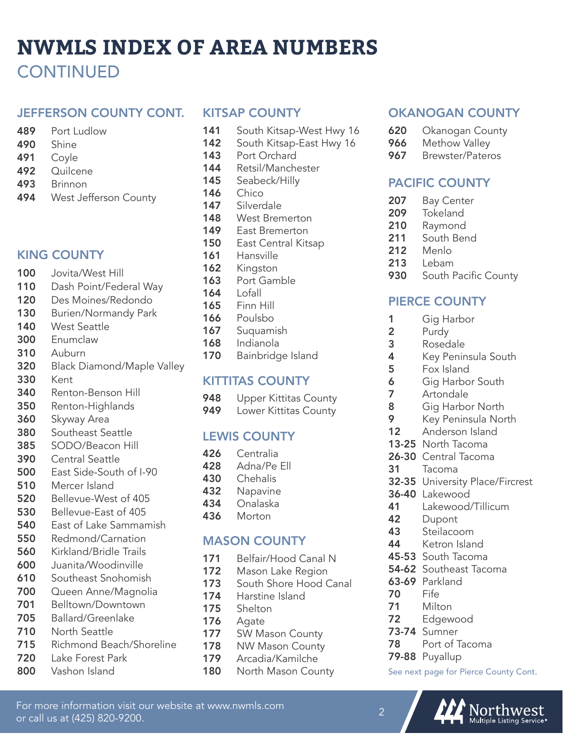# NWMLS INDEX OF AREA NUMBERS

## CONTINUED

### JEFFERSON COUNTY CONT.

| | |
|---|---|
| 489 | Port Ludlow |
| 490 | Shine |
| 491 | Coyle |
| 492 | Quilcene |
| 493 | Brinnon |
| 494 | West Jefferson County |

### KING COUNTY

| | |
|---|---|
| 100 | Jovita/West Hill |
| 110 | Dash Point/Federal Way |
| 120 | Des Moines/Redondo |
| 130 | Burien/Normandy Park |
| 140 | West Seattle |
| 300 | Enumclaw |
| 310 | Auburn |
| 320 | Black Diamond/Maple Valley |
| 330 | Kent |
| 340 | Renton-Benson Hill |
| 350 | Renton-Highlands |
| 360 | Skyway Area |
| 380 | Southeast Seattle |
| 385 | SODO/Beacon Hill |
| 390 | Central Seattle |
| 500 | East Side-South of I-90 |
| 510 | Mercer Island |
| 520 | Bellevue-West of 405 |
| 530 | Bellevue-East of 405 |
| 540 | East of Lake Sammamish |
| 550 | Redmond/Carnation |
| 560 | Kirkland/Bridle Trails |
| 600 | Juanita/Woodinville |
| 610 | Southeast Snohomish |
| 700 | Queen Anne/Magnolia |
| 701 | Belltown/Downtown |
| 705 | Ballard/Greenlake |
| 710 | North Seattle |
| 715 | Richmond Beach/Shoreline |
| 720 | Lake Forest Park |
| 800 | Vashon Island |

### KITSAP COUNTY

| | |
|---|---|
| 141 | South Kitsap-West Hwy 16 |
| 142 | South Kitsap-East Hwy 16 |
| 143 | Port Orchard |
| 144 | Retsil/Manchester |
| 145 | Seabeck/Hilly |
| 146 | Chico |
| 147 | Silverdale |
| 148 | West Bremerton |
| 149 | East Bremerton |
| 150 | East Central Kitsap |
| 161 | Hansville |
| 162 | Kingston |
| 163 | Port Gamble |
| 164 | Lofall |
| 165 | Finn Hill |
| 166 | Poulsbo |
| 167 | Suquamish |
| 168 | Indianola |
| 170 | Bainbridge Island |

### KITTITAS COUNTY

| | |
|---|---|
| 948 | Upper Kittitas County |
| 949 | Lower Kittitas County |

### LEWIS COUNTY

| | |
|---|---|
| 426 | Centralia |
| 428 | Adna/Pe Ell |
| 430 | Chehalis |
| 432 | Napavine |
| 434 | Onalaska |
| 436 | Morton |

### MASON COUNTY

| | |
|---|---|
| 171 | Belfair/Hood Canal N |
| 172 | Mason Lake Region |
| 173 | South Shore Hood Canal |
| 174 | Harstine Island |
| 175 | Shelton |
| 176 | Agate |
| 177 | SW Mason County |
| 178 | NW Mason County |
| 179 | Arcadia/Kamilche |
| 180 | North Mason County |

### OKANOGAN COUNTY

| | |
|---|---|
| 620 | Okanogan County |
| 966 | Methow Valley |
| 967 | Brewster/Pateros |

### PACIFIC COUNTY

| | |
|---|---|
| 207 | Bay Center |
| 209 | Tokeland |
| 210 | Raymond |
| 211 | South Bend |
| 212 | Menlo |
| 213 | Lebam |
| 930 | South Pacific County |

### PIERCE COUNTY

| | |
|---|---|
| 1 | Gig Harbor |
| 2 | Purdy |
| 3 | Rosedale |
| 4 | Key Peninsula South |
| 5 | Fox Island |
| 6 | Gig Harbor South |
| 7 | Artondale |
| 8 | Gig Harbor North |
| 9 | Key Peninsula North |
| 12 | Anderson Island |
| 13-25 | North Tacoma |
| 26-30 | Central Tacoma |
| 31 | Tacoma |
| 32-35 | University Place/Fircrest |
| 36-40 | Lakewood |
| 41 | Lakewood/Tillicum |
| 42 | Dupont |
| 43 | Steilacoom |
| 44 | Ketron Island |
| 45-53 | South Tacoma |
| 54-62 | Southeast Tacoma |
| 63-69 | Parkland |
| 70 | Fife |
| 71 | Milton |
| 72 | Edgewood |
| 73-74 | Sumner |
| 78 | Port of Tacoma |
| 79-88 | Puyallup |

See next page for Pierce County Cont.

For more information visit our website at www.nwmls.com or call us at (425) 820-9200.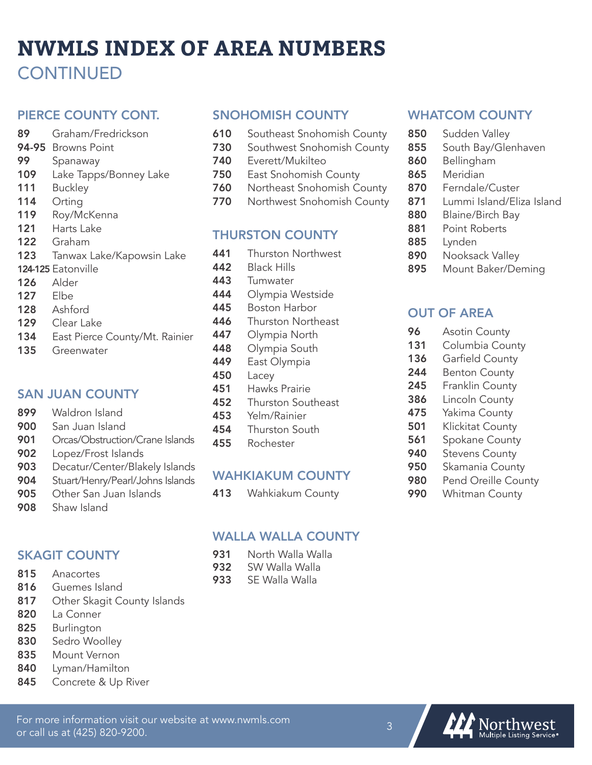# NWMLS INDEX OF AREA NUMBERS

## CONTINUED

### PIERCE COUNTY CONT.

**89** Graham/Fredrickson
**94-95** Browns Point
**99** Spanaway
**109** Lake Tapps/Bonney Lake
**111** Buckley
**114** Orting
**119** Roy/McKenna
**121** Harts Lake
**122** Graham
**123** Tanwax Lake/Kapowsin Lake
**124-125** Eatonville
**126** Alder
**127** Elbe
**128** Ashford
**129** Clear Lake
**134** East Pierce County/Mt. Rainier
**135** Greenwater

### SAN JUAN COUNTY

**899** Waldron Island
**900** San Juan Island
**901** Orcas/Obstruction/Crane Islands
**902** Lopez/Frost Islands
**903** Decatur/Center/Blakely Islands
**904** Stuart/Henry/Pearl/Johns Islands
**905** Other San Juan Islands
**908** Shaw Island

### SKAGIT COUNTY

**815** Anacortes
**816** Guemes Island
**817** Other Skagit County Islands
**820** La Conner
**825** Burlington
**830** Sedro Woolley
**835** Mount Vernon
**840** Lyman/Hamilton
**845** Concrete & Up River

### SNOHOMISH COUNTY

**610** Southeast Snohomish County
**730** Southwest Snohomish County
**740** Everett/Mukilteo
**750** East Snohomish County
**760** Northeast Snohomish County
**770** Northwest Snohomish County

### THURSTON COUNTY

**441** Thurston Northwest
**442** Black Hills
**443** Tumwater
**444** Olympia Westside
**445** Boston Harbor
**446** Thurston Northeast
**447** Olympia North
**448** Olympia South
**449** East Olympia
**450** Lacey
**451** Hawks Prairie
**452** Thurston Southeast
**453** Yelm/Rainier
**454** Thurston South
**455** Rochester

### WAHKIAKUM COUNTY

**413** Wahkiakum County

### WALLA WALLA COUNTY

**931** North Walla Walla
**932** SW Walla Walla
**933** SE Walla Walla

### WHATCOM COUNTY

**850** Sudden Valley
**855** South Bay/Glenhaven
**860** Bellingham
**865** Meridian
**870** Ferndale/Custer
**871** Lummi Island/Eliza Island
**880** Blaine/Birch Bay
**881** Point Roberts
**885** Lynden
**890** Nooksack Valley
**895** Mount Baker/Deming

### OUT OF AREA

**96** Asotin County
**131** Columbia County
**136** Garfield County
**244** Benton County
**245** Franklin County
**386** Lincoln County
**475** Yakima County
**501** Klickitat County
**561** Spokane County
**940** Stevens County
**950** Skamania County
**980** Pend Oreille County
**990** Whitman County

For more information visit our website at www.nwmls.com or call us at (425) 820-9200.

Northwest Multiple Listing Service